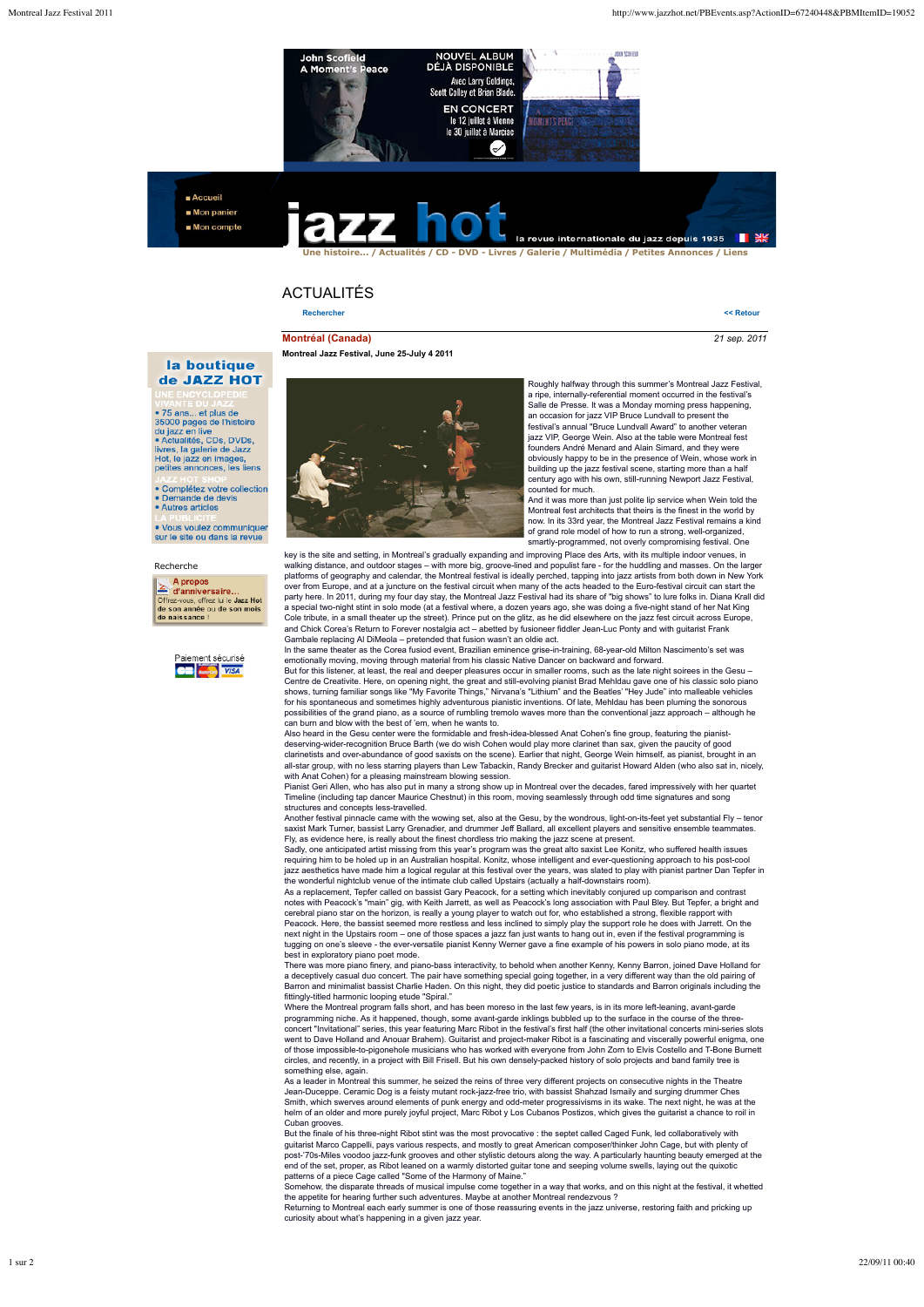John Scofield
A Moment's Peace

NOUVEL ALBUM
DÉJÀ DISPONIBLE
Avec Larry Goldings, Scott Colley et Brian Blade.

EN CONCERT
le 12 juillet à Vienne
le 30 juillet à Marciac

■ Accueil
■ Mon panier
■ Mon compte

jazz hot

la revue internationale du jazz depuis 1935

Une histoire... / Actualités / CD - DVD - Livres / Galerie / Multimédia / Petites Annonces / Liens

# ACTUALITÉS

Rechercher

<< Retour

## Montréal (Canada)

*21 sep. 2011*

**Montreal Jazz Festival, June 25-July 4 2011**

**la boutique de JAZZ HOT**

UNE ENCYCLOPEDIE VIVANTE DU JAZZ
- 75 ans... et plus de 35000 pages de l'histoire du jazz en live
- Actualités, CDs, DVDs, livres, la galerie de Jazz Hot, le jazz en images, petites annonces, les liens

JAZZ HOT SHOP
- Complétez votre collection
- Demande de devis
- Autres articles

LA PUBLICITE
- Vous voulez communiquer sur le site ou dans la revue

Recherche

A propos d'anniversaire... Offrez-vous, offrez lui le Jazz Hot de son année ou de son mois de naissance !

Paiement sécurisé

Roughly halfway through this summer's Montreal Jazz Festival, a ripe, internally-referential moment occurred in the festival's Salle de Presse. It was a Monday morning press happening, an occasion for jazz VIP Bruce Lundvall to present the festival's annual "Bruce Lundvall Award" to another veteran jazz VIP, George Wein. Also at the table were Montreal fest founders André Menard and Alain Simard, and they were obviously happy to be in the presence of Wein, whose work in building up the jazz festival scene, starting more than a half century ago with his own, still-running Newport Jazz Festival, counted for much.

And it was more than just polite lip service when Wein told the Montreal fest architects that theirs is the finest in the world by now. In its 33rd year, the Montreal Jazz Festival remains a kind of grand role model of how to run a strong, well-organized, smartly-programmed, not overly compromising festival. One key is the site and setting, in Montreal's gradually expanding and improving Place des Arts, with its multiple indoor venues, in walking distance, and outdoor stages – with more big, groove-lined and populist fare - for the huddling and masses. On the larger platforms of geography and calendar, the Montreal festival is ideally perched, tapping into jazz artists from both down in New York over from Europe, and at a juncture on the festival circuit when many of the acts headed to the Euro-festival circuit can start the party here. In 2011, during my four day stay, the Montreal Jazz Festival had its share of "big shows" to lure folks in. Diana Krall did a special two-night stint in solo mode (at a festival where, a dozen years ago, she was doing a five-night stand of her Nat King Cole tribute, in a small theater up the street). Prince put on the glitz, as he did elsewhere on the jazz fest circuit across Europe, and Chick Corea's Return to Forever nostalgia act – abetted by fusioneer fiddler Jean-Luc Ponty and with guitarist Frank Gambale replacing Al DiMeola – pretended that fusion wasn't an oldie act.

In the same theater as the Corea fusiod event, Brazilian eminence grise-in-training, 68-year-old Milton Nascimento's set was emotionally moving, moving through material from his classic Native Dancer on backward and forward.

But for this listener, at least, the real and deeper pleasures occur in smaller rooms, such as the late night soirees in the Gesu – Centre de Creativite. Here, on opening night, the great and still-evolving pianist Brad Mehldau gave one of his classic solo piano shows, turning familiar songs like "My Favorite Things," Nirvana's "Lithium" and the Beatles' "Hey Jude" into malleable vehicles for his spontaneous and sometimes highly adventurous pianistic inventions. Of late, Mehldau has been pluming the sonorous possibilities of the grand piano, as a source of rumbling tremolo waves more than the conventional jazz approach – although he can burn and blow with the best of 'em, when he wants to.

Also heard in the Gesu center were the formidable and fresh-idea-blessed Anat Cohen's fine group, featuring the pianist-deserving-wider-recognition Bruce Barth (we do wish Cohen would play more clarinet than sax, given the paucity of good clarinetists and over-abundance of good saxists on the scene). Earlier that night, George Wein himself, as pianist, brought in an all-star group, with no less starring players than Lew Tabackin, Randy Brecker and guitarist Howard Alden (who also sat in, nicely, with Anat Cohen) for a pleasing mainstream blowing session.

Pianist Geri Allen, who has also put in many a strong show up in Montreal over the decades, fared impressively with her quartet Timeline (including tap dancer Maurice Chestnut) in this room, moving seamlessly through odd time signatures and song structures and concepts less-travelled.

Another festival pinnacle came with the wowing set, also at the Gesu, by the wondrous, light-on-its-feet yet substantial Fly – tenor saxist Mark Turner, bassist Larry Grenadier, and drummer Jeff Ballard, all excellent players and sensitive ensemble teammates. Fly, as evidence here, is really about the finest chordless trio making the jazz scene at present.

Sadly, one anticipated artist missing from this year's program was the great alto saxist Lee Konitz, who suffered health issues requiring him to be holed up in an Australian hospital. Konitz, whose intelligent and ever-questioning approach to his post-cool jazz aesthetics have made him a logical regular at this festival over the years, was slated to play with pianist partner Dan Tepfer in the wonderful nightclub venue of the intimate club called Upstairs (actually a half-downstairs room).

As a replacement, Tepfer called on bassist Gary Peacock, for a setting which inevitably conjured up comparison and contrast notes with Peacock's "main" gig, with Keith Jarrett, as well as Peacock's long association with Paul Bley. But Tepfer, a bright and cerebral piano star on the horizon, is really a young player to watch out for, who established a strong, flexible rapport with Peacock. Here, the bassist seemed more restless and less inclined to simply play the support role he does with Jarrett. On the next night in the Upstairs room – one of those spaces a jazz fan just wants to hang out in, even if the festival programming is tugging on one's sleeve - the ever-versatile pianist Kenny Werner gave a fine example of his powers in solo piano mode, at its best in exploratory piano poet mode.

There was more piano finery, and piano-bass interactivity, to behold when another Kenny, Kenny Barron, joined Dave Holland for a deceptively casual duo concert. The pair have something special going together, in a very different way than the old pairing of Barron and minimalist bassist Charlie Haden. On this night, they did poetic justice to standards and Barron originals including the fittingly-titled harmonic looping etude "Spiral."

Where the Montreal program falls short, and has been moreso in the last few years, is in its more left-leaning, avant-garde programming niche. As it happened, though, some avant-garde inklings bubbled up to the surface in the course of the three-concert "Invitational" series, this year featuring Marc Ribot in the festival's first half (the other invitational concerts mini-series slots went to Dave Holland and Anouar Brahem). Guitarist and project-maker Ribot is a fascinating and viscerally powerful enigma, one of those impossible-to-pigeonhole musicians who has worked with everyone from John Zorn to Elvis Costello and T-Bone Burnett circles, and recently, in a project with Bill Frisell. But his own densely-packed history of solo projects and band family tree is something else, again.

As a leader in Montreal this summer, he seized the reins of three very different projects on consecutive nights in the Theatre Jean-Duceppe. Ceramic Dog is a feisty mutant rock-jazz-free trio, with bassist Shahzad Ismaily and surging drummer Ches Smith, which swerves around elements of punk energy and odd-meter progressivisms in its wake. The next night, he was at the helm of an older and more purely joyful project, Marc Ribot y Los Cubanos Postizos, which gives the guitarist a chance to roil in Cuban grooves.

But the finale of his three-night Ribot stint was the most provocative : the septet called Caged Funk, led collaboratively with guitarist Marco Cappelli, pays various respects, and mostly to great American composer/thinker John Cage, but with plenty of post-'70s-Miles voodoo jazz-funk grooves and other stylistic detours along the way. A particularly haunting beauty emerged at the end of the set, proper, as Ribot leaned on a warmly distorted guitar tone and seeping volume swells, laying out the quixotic patterns of a piece Cage called "Some of the Harmony of Maine."

Somehow, the disparate threads of musical impulse come together in a way that works, and on this night at the festival, it whetted the appetite for hearing further such adventures. Maybe at another Montreal rendezvous ?

Returning to Montreal each early summer is one of those reassuring events in the jazz universe, restoring faith and pricking up curiosity about what's happening in a given jazz year.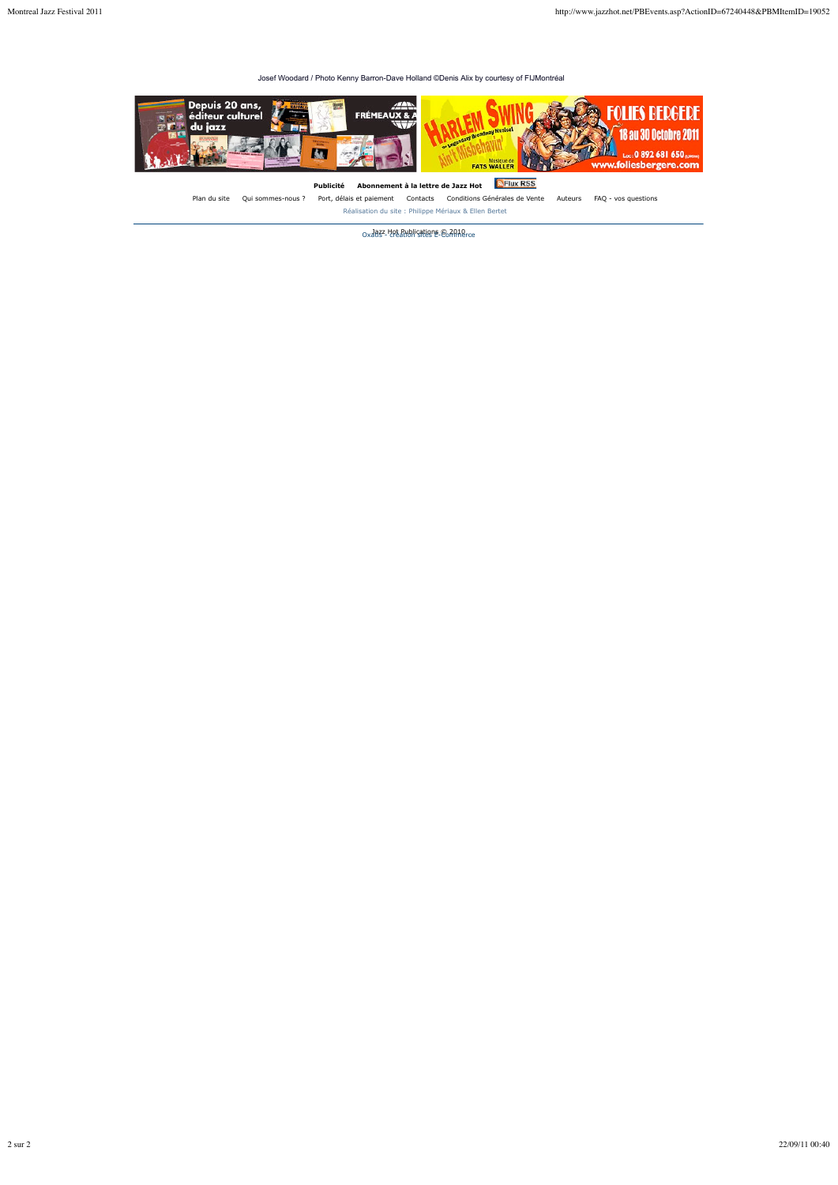Josef Woodard / Photo Kenny Barron-Dave Holland ©Denis Alix by courtesy of FIJMontréal

**Publicité** **Abonnement à la lettre de Jazz Hot** Flux RSS

Plan du site Qui sommes-nous ? Port, délais et paiement Contacts Conditions Générales de Vente Auteurs FAQ - vos questions

Réalisation du site : Philippe Mériaux & Ellen Bertet

Jazz Hot Publications © 2010

Oxatis - création sites E-Commerce